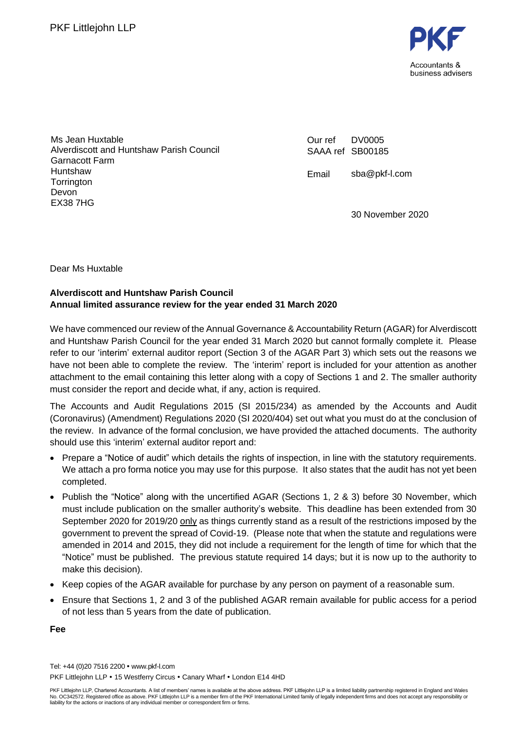PKF Littlejohn LLP

PKF
Accountants & business advisers

Ms Jean Huxtable
Alverdiscott and Huntshaw Parish Council
Garnacott Farm
Huntshaw
Torrington
Devon
EX38 7HG

Our ref DV0005
SAAA ref SB00185

Email sba@pkf-l.com

30 November 2020

Dear Ms Huxtable

**Alverdiscott and Huntshaw Parish Council**
**Annual limited assurance review for the year ended 31 March 2020**

We have commenced our review of the Annual Governance & Accountability Return (AGAR) for Alverdiscott and Huntshaw Parish Council for the year ended 31 March 2020 but cannot formally complete it. Please refer to our 'interim' external auditor report (Section 3 of the AGAR Part 3) which sets out the reasons we have not been able to complete the review. The 'interim' report is included for your attention as another attachment to the email containing this letter along with a copy of Sections 1 and 2. The smaller authority must consider the report and decide what, if any, action is required.

The Accounts and Audit Regulations 2015 (SI 2015/234) as amended by the Accounts and Audit (Coronavirus) (Amendment) Regulations 2020 (SI 2020/404) set out what you must do at the conclusion of the review. In advance of the formal conclusion, we have provided the attached documents. The authority should use this 'interim' external auditor report and:

- Prepare a "Notice of audit" which details the rights of inspection, in line with the statutory requirements. We attach a pro forma notice you may use for this purpose. It also states that the audit has not yet been completed.
- Publish the "Notice" along with the uncertified AGAR (Sections 1, 2 & 3) before 30 November, which must include publication on the smaller authority's website. This deadline has been extended from 30 September 2020 for 2019/20 only as things currently stand as a result of the restrictions imposed by the government to prevent the spread of Covid-19. (Please note that when the statute and regulations were amended in 2014 and 2015, they did not include a requirement for the length of time for which that the "Notice" must be published. The previous statute required 14 days; but it is now up to the authority to make this decision).
- Keep copies of the AGAR available for purchase by any person on payment of a reasonable sum.
- Ensure that Sections 1, 2 and 3 of the published AGAR remain available for public access for a period of not less than 5 years from the date of publication.

**Fee**

Tel: +44 (0)20 7516 2200 • www.pkf-l.com
PKF Littlejohn LLP • 15 Westferry Circus • Canary Wharf • London E14 4HD

PKF Littlejohn LLP, Chartered Accountants. A list of members' names is available at the above address. PKF Littlejohn LLP is a limited liability partnership registered in England and Wales No. OC342572. Registered office as above. PKF Littlejohn LLP is a member firm of the PKF International Limited family of legally independent firms and does not accept any responsibility or liability for the actions or inactions of any individual member or correspondent firm or firms.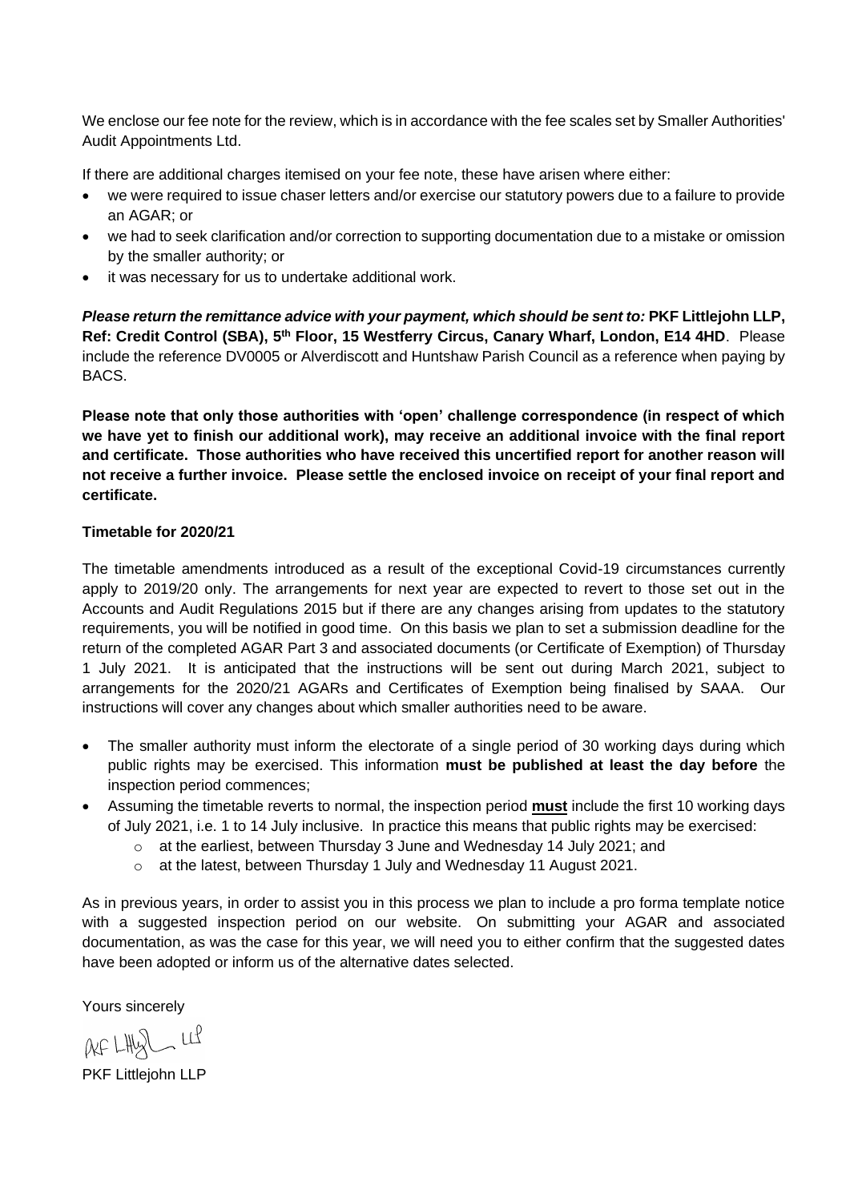We enclose our fee note for the review, which is in accordance with the fee scales set by Smaller Authorities' Audit Appointments Ltd.

If there are additional charges itemised on your fee note, these have arisen where either:

- we were required to issue chaser letters and/or exercise our statutory powers due to a failure to provide an AGAR; or
- we had to seek clarification and/or correction to supporting documentation due to a mistake or omission by the smaller authority; or
- it was necessary for us to undertake additional work.

***Please return the remittance advice with your payment, which should be sent to:*** **PKF Littlejohn LLP, Ref: Credit Control (SBA), 5th Floor, 15 Westferry Circus, Canary Wharf, London, E14 4HD**. Please include the reference DV0005 or Alverdiscott and Huntshaw Parish Council as a reference when paying by BACS.

**Please note that only those authorities with 'open' challenge correspondence (in respect of which we have yet to finish our additional work), may receive an additional invoice with the final report and certificate. Those authorities who have received this uncertified report for another reason will not receive a further invoice. Please settle the enclosed invoice on receipt of your final report and certificate.**

**Timetable for 2020/21**

The timetable amendments introduced as a result of the exceptional Covid-19 circumstances currently apply to 2019/20 only. The arrangements for next year are expected to revert to those set out in the Accounts and Audit Regulations 2015 but if there are any changes arising from updates to the statutory requirements, you will be notified in good time. On this basis we plan to set a submission deadline for the return of the completed AGAR Part 3 and associated documents (or Certificate of Exemption) of Thursday 1 July 2021. It is anticipated that the instructions will be sent out during March 2021, subject to arrangements for the 2020/21 AGARs and Certificates of Exemption being finalised by SAAA. Our instructions will cover any changes about which smaller authorities need to be aware.

- The smaller authority must inform the electorate of a single period of 30 working days during which public rights may be exercised. This information **must be published at least the day before** the inspection period commences;
- Assuming the timetable reverts to normal, the inspection period **must** include the first 10 working days of July 2021, i.e. 1 to 14 July inclusive. In practice this means that public rights may be exercised:
    - at the earliest, between Thursday 3 June and Wednesday 14 July 2021; and
    - at the latest, between Thursday 1 July and Wednesday 11 August 2021.

As in previous years, in order to assist you in this process we plan to include a pro forma template notice with a suggested inspection period on our website. On submitting your AGAR and associated documentation, as was the case for this year, we will need you to either confirm that the suggested dates have been adopted or inform us of the alternative dates selected.

Yours sincerely

PKF Littlejohn LLP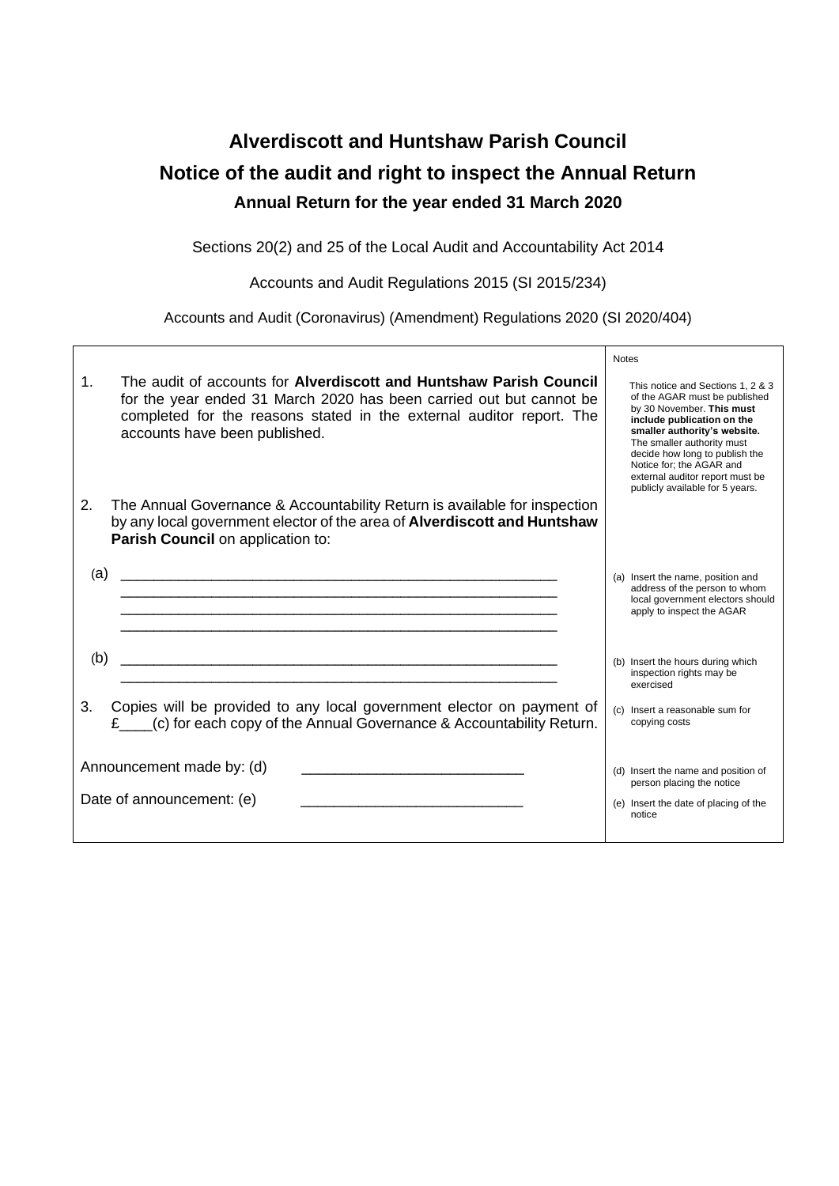# Alverdiscott and Huntshaw Parish Council

## Notice of the audit and right to inspect the Annual Return

### Annual Return for the year ended 31 March 2020

Sections 20(2) and 25 of the Local Audit and Accountability Act 2014

Accounts and Audit Regulations 2015 (SI 2015/234)

Accounts and Audit (Coronavirus) (Amendment) Regulations 2020 (SI 2020/404)

| | Notes |
|---|---|
| 1. The audit of accounts for **Alverdiscott and Huntshaw Parish Council** for the year ended 31 March 2020 has been carried out but cannot be completed for the reasons stated in the external auditor report. The accounts have been published. | This notice and Sections 1, 2 & 3 of the AGAR must be published by 30 November. **This must include publication on the smaller authority's website.** The smaller authority must decide how long to publish the Notice for; the AGAR and external auditor report must be publicly available for 5 years. |
| 2. The Annual Governance & Accountability Return is available for inspection by any local government elector of the area of **Alverdiscott and Huntshaw Parish Council** on application to: | |
| (a) ______________________________________________ | (a) Insert the name, position and address of the person to whom local government electors should apply to inspect the AGAR |
| (b) ______________________________________________ | (b) Insert the hours during which inspection rights may be exercised |
| 3. Copies will be provided to any local government elector on payment of £____(c) for each copy of the Annual Governance & Accountability Return. | (c) Insert a reasonable sum for copying costs |
| Announcement made by: (d) ___________________________ | (d) Insert the name and position of person placing the notice |
| Date of announcement: (e) ___________________________ | (e) Insert the date of placing of the notice |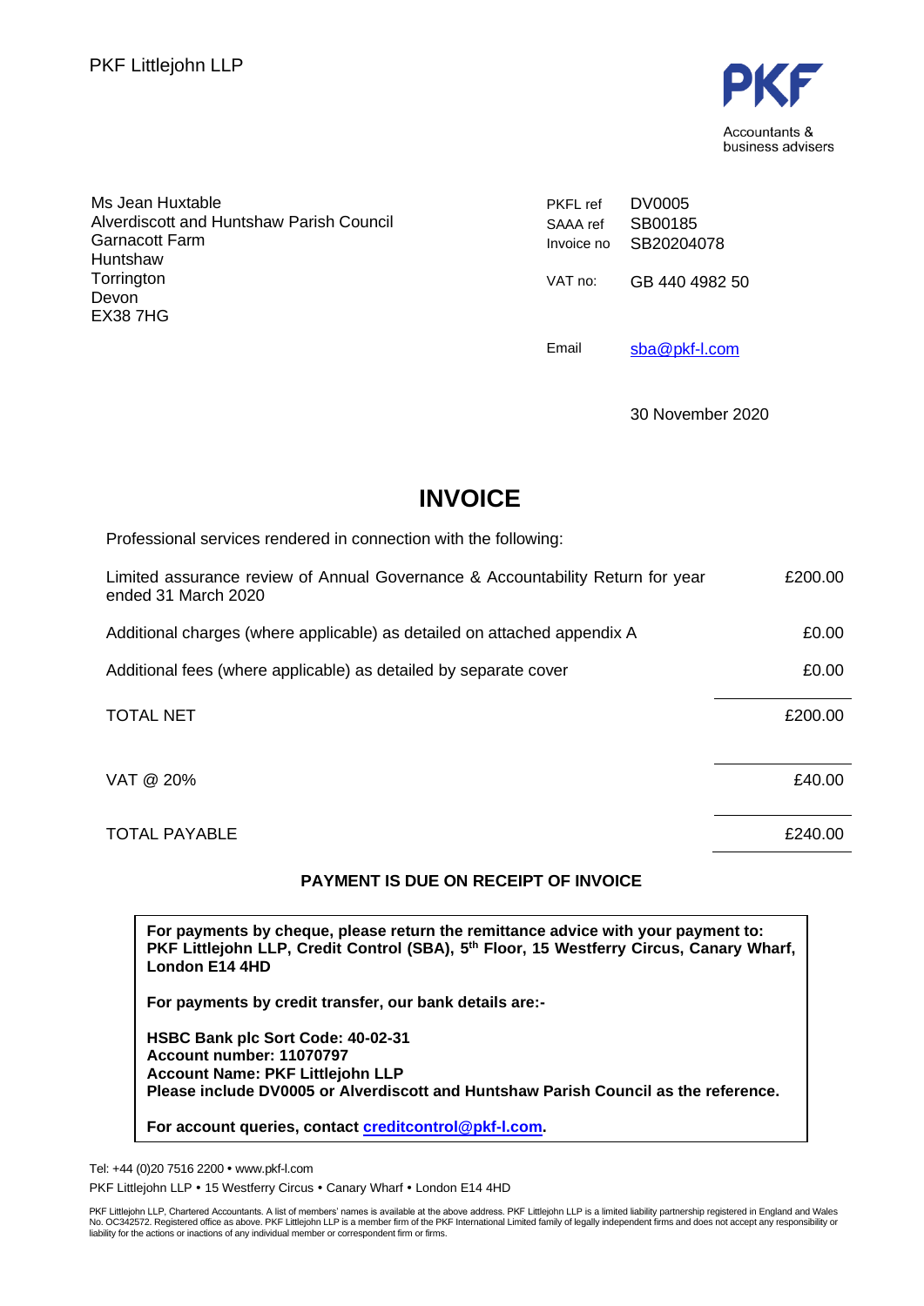PKF Littlejohn LLP

PKF
Accountants & business advisers

Ms Jean Huxtable
Alverdiscott and Huntshaw Parish Council
Garnacott Farm
Huntshaw
Torrington
Devon
EX38 7HG

| | |
|---|---|
| PKFL ref | DV0005 |
| SAAA ref | SB00185 |
| Invoice no | SB20204078 |
| VAT no: | GB 440 4982 50 |
| Email | sba@pkf-l.com |

30 November 2020

# INVOICE

Professional services rendered in connection with the following:

| | |
|---|---|
| Limited assurance review of Annual Governance & Accountability Return for year ended 31 March 2020 | £200.00 |
| Additional charges (where applicable) as detailed on attached appendix A | £0.00 |
| Additional fees (where applicable) as detailed by separate cover | £0.00 |
| TOTAL NET | £200.00 |
| VAT @ 20% | £40.00 |
| TOTAL PAYABLE | £240.00 |

**PAYMENT IS DUE ON RECEIPT OF INVOICE**

**For payments by cheque, please return the remittance advice with your payment to: PKF Littlejohn LLP, Credit Control (SBA), 5th Floor, 15 Westferry Circus, Canary Wharf, London E14 4HD**

**For payments by credit transfer, our bank details are:-**

**HSBC Bank plc Sort Code: 40-02-31**
**Account number: 11070797**
**Account Name: PKF Littlejohn LLP**
**Please include DV0005 or Alverdiscott and Huntshaw Parish Council as the reference.**

**For account queries, contact creditcontrol@pkf-l.com.**

Tel: +44 (0)20 7516 2200 • www.pkf-l.com
PKF Littlejohn LLP • 15 Westferry Circus • Canary Wharf • London E14 4HD

PKF Littlejohn LLP, Chartered Accountants. A list of members' names is available at the above address. PKF Littlejohn LLP is a limited liability partnership registered in England and Wales No. OC342572. Registered office as above. PKF Littlejohn LLP is a member firm of the PKF International Limited family of legally independent firms and does not accept any responsibility or liability for the actions or inactions of any individual member or correspondent firm or firms.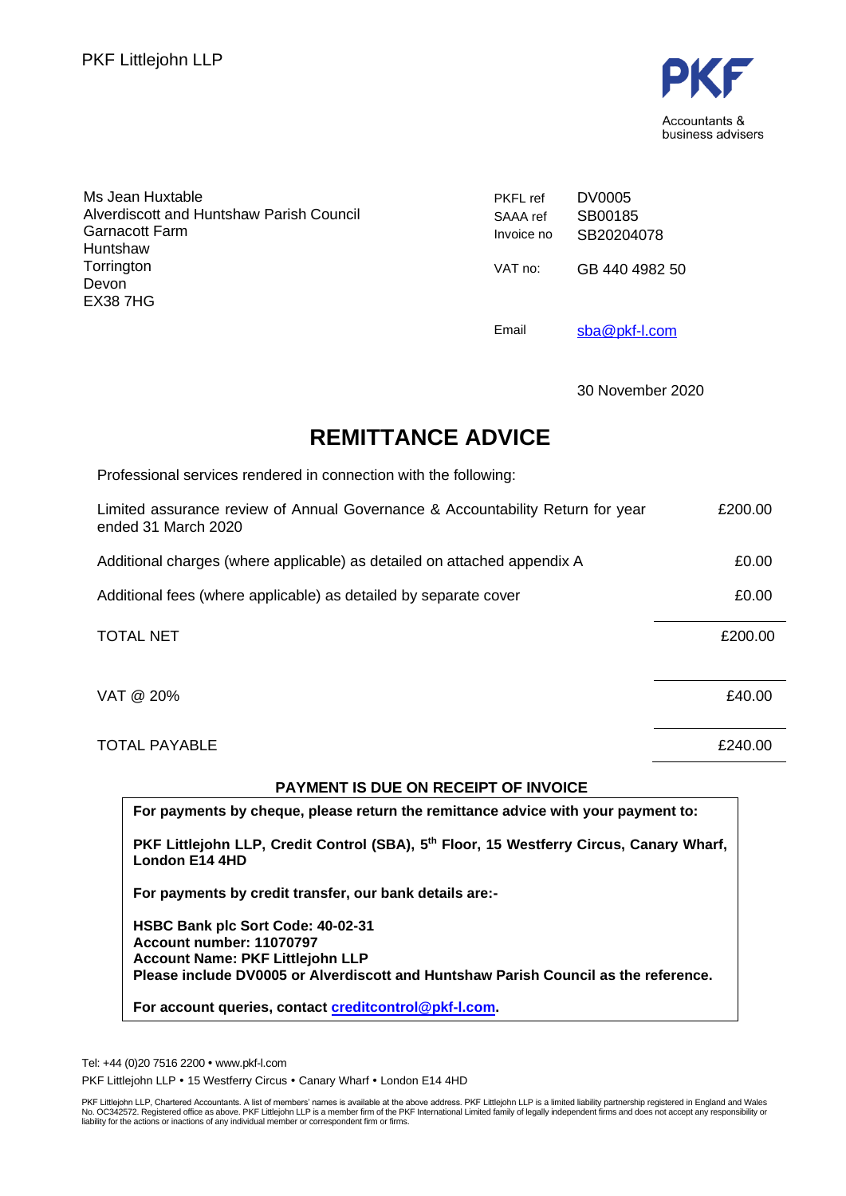PKF Littlejohn LLP

PKF
Accountants & business advisers

Ms Jean Huxtable
Alverdiscott and Huntshaw Parish Council
Garnacott Farm
Huntshaw
Torrington
Devon
EX38 7HG

| | |
|---|---|
| PKFL ref | DV0005 |
| SAAA ref | SB00185 |
| Invoice no | SB20204078 |
| VAT no: | GB 440 4982 50 |
| Email | sba@pkf-l.com |

30 November 2020

# REMITTANCE ADVICE

Professional services rendered in connection with the following:

| | |
|---|---|
| Limited assurance review of Annual Governance & Accountability Return for year ended 31 March 2020 | £200.00 |
| Additional charges (where applicable) as detailed on attached appendix A | £0.00 |
| Additional fees (where applicable) as detailed by separate cover | £0.00 |
| TOTAL NET | £200.00 |
| VAT @ 20% | £40.00 |
| TOTAL PAYABLE | £240.00 |

**PAYMENT IS DUE ON RECEIPT OF INVOICE**

**For payments by cheque, please return the remittance advice with your payment to:**

**PKF Littlejohn LLP, Credit Control (SBA), 5th Floor, 15 Westferry Circus, Canary Wharf, London E14 4HD**

**For payments by credit transfer, our bank details are:-**

**HSBC Bank plc Sort Code: 40-02-31**
**Account number: 11070797**
**Account Name: PKF Littlejohn LLP**
**Please include DV0005 or Alverdiscott and Huntshaw Parish Council as the reference.**

**For account queries, contact creditcontrol@pkf-l.com.**

Tel: +44 (0)20 7516 2200 • www.pkf-l.com

PKF Littlejohn LLP • 15 Westferry Circus • Canary Wharf • London E14 4HD

PKF Littlejohn LLP, Chartered Accountants. A list of members' names is available at the above address. PKF Littlejohn LLP is a limited liability partnership registered in England and Wales No. OC342572. Registered office as above. PKF Littlejohn LLP is a member firm of the PKF International Limited family of legally independent firms and does not accept any responsibility or liability for the actions or inactions of any individual member or correspondent firm or firms.